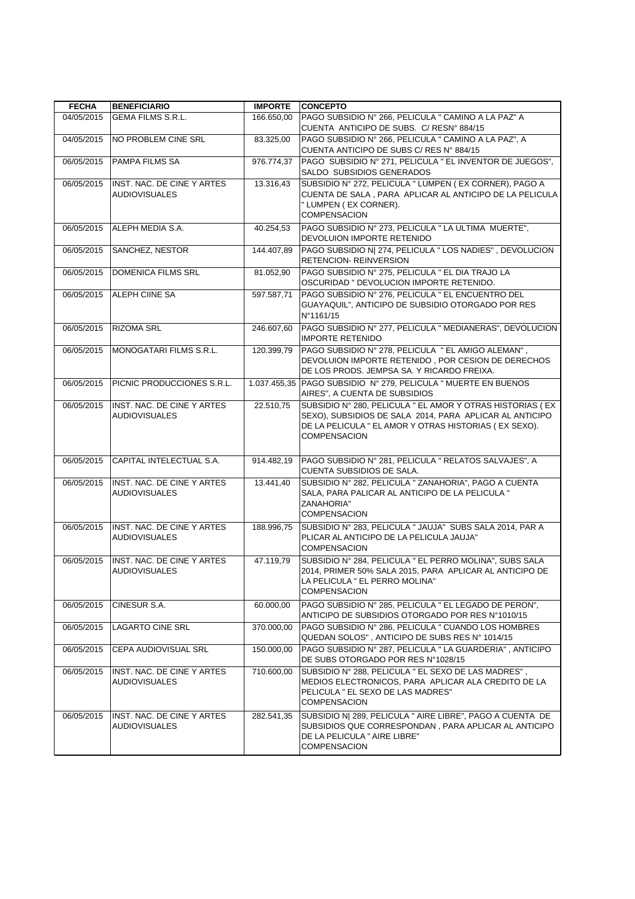| FECHA | BENEFICIARIO | IMPORTE | CONCEPTO |
|---|---|---|---|
| 04/05/2015 | GEMA FILMS S.R.L. | 166.650,00 | PAGO SUBSIDIO N° 266, PELICULA " CAMINO A LA PAZ" A CUENTA ANTICIPO DE SUBS. C/ RESN° 884/15 |
| 04/05/2015 | NO PROBLEM CINE SRL | 83.325,00 | PAGO SUBSIDIO N° 266, PELICULA " CAMINO A LA PAZ", A CUENTA ANTICIPO DE SUBS C/ RES N° 884/15 |
| 06/05/2015 | PAMPA FILMS SA | 976.774,37 | PAGO SUBSIDIO N° 271, PELICULA " EL INVENTOR DE JUEGOS", SALDO SUBSIDIOS GENERADOS |
| 06/05/2015 | INST. NAC. DE CINE Y ARTES AUDIOVISUALES | 13.316,43 | SUBSIDIO N° 272, PELICULA " LUMPEN ( EX CORNER), PAGO A CUENTA DE SALA , PARA APLICAR AL ANTICIPO DE LA PELICULA " LUMPEN ( EX CORNER). COMPENSACION |
| 06/05/2015 | ALEPH MEDIA S.A. | 40.254,53 | PAGO SUBSIDIO N° 273, PELICULA " LA ULTIMA MUERTE", DEVOLUION IMPORTE RETENIDO |
| 06/05/2015 | SANCHEZ, NESTOR | 144.407,89 | PAGO SUBSIDIO N\| 274, PELICULA " LOS NADIES" , DEVOLUCION RETENCION- REINVERSION |
| 06/05/2015 | DOMENICA FILMS SRL | 81.052,90 | PAGO SUBSIDIO N° 275, PELICULA " EL DIA TRAJO LA OSCURIDAD " DEVOLUCION IMPORTE RETENIDO. |
| 06/05/2015 | ALEPH CIINE SA | 597.587,71 | PAGO SUBSIDIO N° 276, PELICULA " EL ENCUENTRO DEL GUAYAQUIL", ANTICIPO DE SUBSIDIO OTORGADO POR RES N°1161/15 |
| 06/05/2015 | RIZOMA SRL | 246.607,60 | PAGO SUBSIDIO N° 277, PELICULA " MEDIANERAS", DEVOLUCION IMPORTE RETENIDO |
| 06/05/2015 | MONOGATARI FILMS S.R.L. | 120.399,79 | PAGO SUBSIDIO N° 278, PELICULA " EL AMIGO ALEMAN" , DEVOLUION IMPORTE RETENIDO , POR CESION DE DERECHOS DE LOS PRODS. JEMPSA SA. Y RICARDO FREIXA. |
| 06/05/2015 | PICNIC PRODUCCIONES S.R.L. | 1.037.455,35 | PAGO SUBSIDIO N° 279, PELICULA " MUERTE EN BUENOS AIRES", A CUENTA DE SUBSIDIOS |
| 06/05/2015 | INST. NAC. DE CINE Y ARTES AUDIOVISUALES | 22.510,75 | SUBSIDIO N° 280, PELICULA " EL AMOR Y OTRAS HISTORIAS ( EX SEXO), SUBSIDIOS DE SALA 2014, PARA APLICAR AL ANTICIPO DE LA PELICULA " EL AMOR Y OTRAS HISTORIAS ( EX SEXO). COMPENSACION |
| 06/05/2015 | CAPITAL INTELECTUAL S.A. | 914.482,19 | PAGO SUBSIDIO N° 281, PELICULA " RELATOS SALVAJES", A CUENTA SUBSIDIOS DE SALA. |
| 06/05/2015 | INST. NAC. DE CINE Y ARTES AUDIOVISUALES | 13.441,40 | SUBSIDIO N° 282, PELICULA " ZANAHORIA", PAGO A CUENTA SALA, PARA PALICAR AL ANTICIPO DE LA PELICULA " ZANAHORIA" COMPENSACION |
| 06/05/2015 | INST. NAC. DE CINE Y ARTES AUDIOVISUALES | 188.996,75 | SUBSIDIO N° 283, PELICULA " JAUJA" SUBS SALA 2014, PAR A PLICAR AL ANTICIPO DE LA PELICULA JAUJA" COMPENSACION |
| 06/05/2015 | INST. NAC. DE CINE Y ARTES AUDIOVISUALES | 47.119,79 | SUBSIDIO N° 284, PELICULA " EL PERRO MOLINA", SUBS SALA 2014, PRIMER 50% SALA 2015, PARA APLICAR AL ANTICIPO DE LA PELICULA " EL PERRO MOLINA" COMPENSACION |
| 06/05/2015 | CINESUR S.A. | 60.000,00 | PAGO SUBSIDIO N° 285, PELICULA " EL LEGADO DE PERON", ANTICIPO DE SUBSIDIOS OTORGADO POR RES N°1010/15 |
| 06/05/2015 | LAGARTO CINE SRL | 370.000,00 | PAGO SUBSIDIO N° 286, PELICULA " CUANDO LOS HOMBRES QUEDAN SOLOS" , ANTICIPO DE SUBS RES N° 1014/15 |
| 06/05/2015 | CEPA AUDIOVISUAL SRL | 150.000,00 | PAGO SUBSIDIO N° 287, PELICULA " LA GUARDERIA" , ANTICIPO DE SUBS OTORGADO POR RES N°1028/15 |
| 06/05/2015 | INST. NAC. DE CINE Y ARTES AUDIOVISUALES | 710.600,00 | SUBSIDIO N° 288, PELICULA " EL SEXO DE LAS MADRES" , MEDIOS ELECTRONICOS, PARA APLICAR ALA CREDITO DE LA PELICULA " EL SEXO DE LAS MADRES" COMPENSACION |
| 06/05/2015 | INST. NAC. DE CINE Y ARTES AUDIOVISUALES | 282.541,35 | SUBSIDIO N\| 289, PELICULA " AIRE LIBRE", PAGO A CUENTA DE SUBSIDIOS QUE CORRESPONDAN , PARA APLICAR AL ANTICIPO DE LA PELICULA " AIRE LIBRE" COMPENSACION |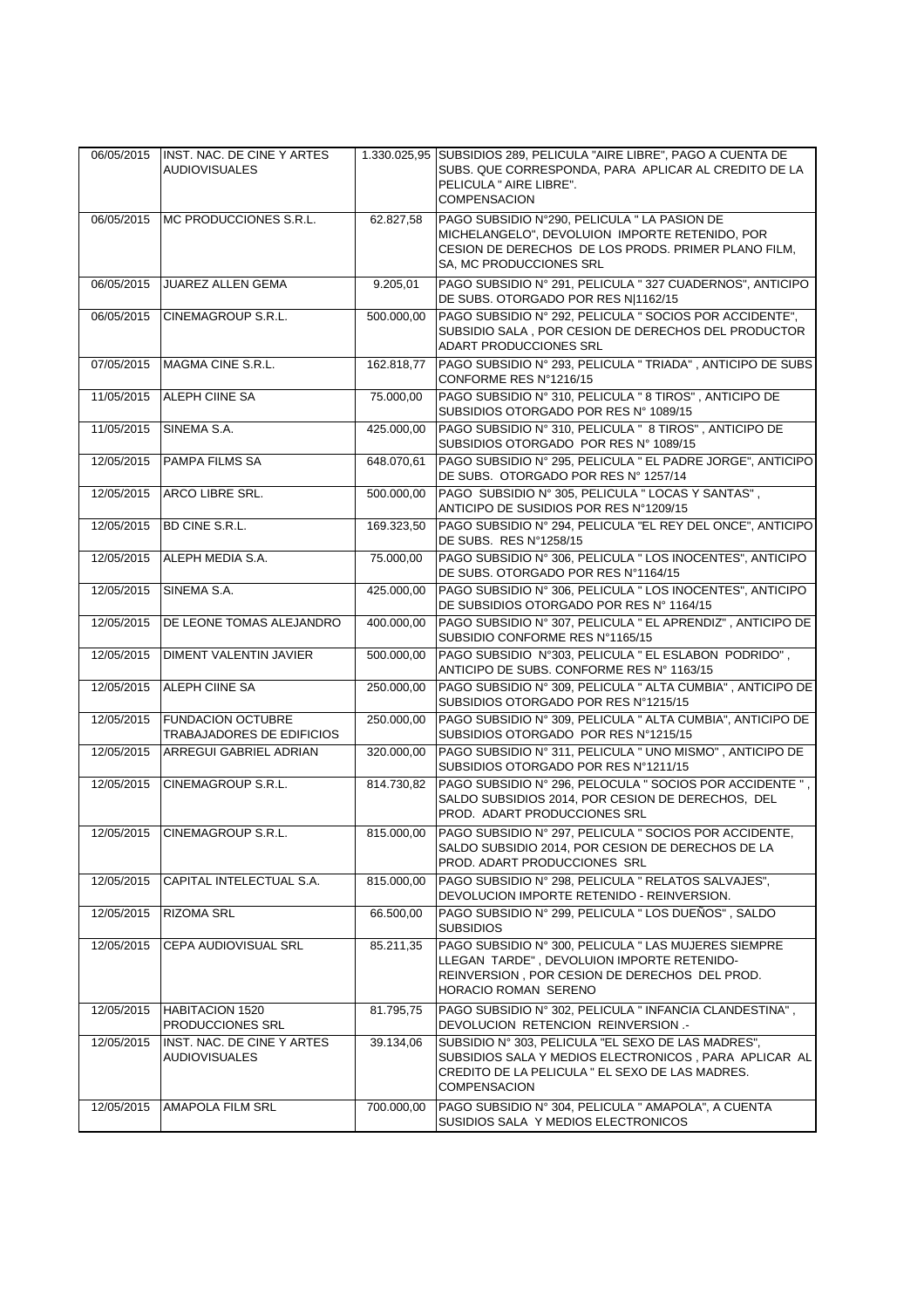| | | | |
|---|---|---|---|
| 06/05/2015 | INST. NAC. DE CINE Y ARTES AUDIOVISUALES | 1.330.025,95 | SUBSIDIOS 289, PELICULA "AIRE LIBRE", PAGO A CUENTA DE SUBS. QUE CORRESPONDA, PARA APLICAR AL CREDITO DE LA PELICULA " AIRE LIBRE". COMPENSACION |
| 06/05/2015 | MC PRODUCCIONES S.R.L. | 62.827,58 | PAGO SUBSIDIO N°290, PELICULA " LA PASION DE MICHELANGELO", DEVOLUION IMPORTE RETENIDO, POR CESION DE DERECHOS DE LOS PRODS. PRIMER PLANO FILM, SA, MC PRODUCCIONES SRL |
| 06/05/2015 | JUAREZ ALLEN GEMA | 9.205,01 | PAGO SUBSIDIO N° 291, PELICULA " 327 CUADERNOS", ANTICIPO DE SUBS. OTORGADO POR RES N\|1162/15 |
| 06/05/2015 | CINEMAGROUP S.R.L. | 500.000,00 | PAGO SUBSIDIO N° 292, PELICULA " SOCIOS POR ACCIDENTE", SUBSIDIO SALA , POR CESION DE DERECHOS DEL PRODUCTOR ADART PRODUCCIONES SRL |
| 07/05/2015 | MAGMA CINE S.R.L. | 162.818,77 | PAGO SUBSIDIO N° 293, PELICULA " TRIADA" , ANTICIPO DE SUBS CONFORME RES N°1216/15 |
| 11/05/2015 | ALEPH CIINE SA | 75.000,00 | PAGO SUBSIDIO N° 310, PELICULA " 8 TIROS" , ANTICIPO DE SUBSIDIOS OTORGADO POR RES N° 1089/15 |
| 11/05/2015 | SINEMA S.A. | 425.000,00 | PAGO SUBSIDIO N° 310, PELICULA " 8 TIROS" , ANTICIPO DE SUBSIDIOS OTORGADO POR RES N° 1089/15 |
| 12/05/2015 | PAMPA FILMS SA | 648.070,61 | PAGO SUBSIDIO N° 295, PELICULA " EL PADRE JORGE", ANTICIPO DE SUBS. OTORGADO POR RES N° 1257/14 |
| 12/05/2015 | ARCO LIBRE SRL. | 500.000,00 | PAGO SUBSIDIO N° 305, PELICULA " LOCAS Y SANTAS" , ANTICIPO DE SUSIDIOS POR RES N°1209/15 |
| 12/05/2015 | BD CINE S.R.L. | 169.323,50 | PAGO SUBSIDIO N° 294, PELICULA "EL REY DEL ONCE", ANTICIPO DE SUBS. RES N°1258/15 |
| 12/05/2015 | ALEPH MEDIA S.A. | 75.000,00 | PAGO SUBSIDIO N° 306, PELICULA " LOS INOCENTES", ANTICIPO DE SUBS. OTORGADO POR RES N°1164/15 |
| 12/05/2015 | SINEMA S.A. | 425.000,00 | PAGO SUBSIDIO N° 306, PELICULA " LOS INOCENTES", ANTICIPO DE SUBSIDIOS OTORGADO POR RES N° 1164/15 |
| 12/05/2015 | DE LEONE TOMAS ALEJANDRO | 400.000,00 | PAGO SUBSIDIO N° 307, PELICULA " EL APRENDIZ" , ANTICIPO DE SUBSIDIO CONFORME RES N°1165/15 |
| 12/05/2015 | DIMENT VALENTIN JAVIER | 500.000,00 | PAGO SUBSIDIO N°303, PELICULA " EL ESLABON PODRIDO" , ANTICIPO DE SUBS. CONFORME RES N° 1163/15 |
| 12/05/2015 | ALEPH CIINE SA | 250.000,00 | PAGO SUBSIDIO N° 309, PELICULA " ALTA CUMBIA" , ANTICIPO DE SUBSIDIOS OTORGADO POR RES N°1215/15 |
| 12/05/2015 | FUNDACION OCTUBRE TRABAJADORES DE EDIFICIOS | 250.000,00 | PAGO SUBSIDIO N° 309, PELICULA " ALTA CUMBIA", ANTICIPO DE SUBSIDIOS OTORGADO POR RES N°1215/15 |
| 12/05/2015 | ARREGUI GABRIEL ADRIAN | 320.000,00 | PAGO SUBSIDIO N° 311, PELICULA " UNO MISMO" , ANTICIPO DE SUBSIDIOS OTORGADO POR RES N°1211/15 |
| 12/05/2015 | CINEMAGROUP S.R.L. | 814.730,82 | PAGO SUBSIDIO N° 296, PELOCULA " SOCIOS POR ACCIDENTE " , SALDO SUBSIDIOS 2014, POR CESION DE DERECHOS, DEL PROD. ADART PRODUCCIONES SRL |
| 12/05/2015 | CINEMAGROUP S.R.L. | 815.000,00 | PAGO SUBSIDIO N° 297, PELICULA " SOCIOS POR ACCIDENTE, SALDO SUBSIDIO 2014, POR CESION DE DERECHOS DE LA PROD. ADART PRODUCCIONES SRL |
| 12/05/2015 | CAPITAL INTELECTUAL S.A. | 815.000,00 | PAGO SUBSIDIO N° 298, PELICULA " RELATOS SALVAJES", DEVOLUCION IMPORTE RETENIDO - REINVERSION. |
| 12/05/2015 | RIZOMA SRL | 66.500,00 | PAGO SUBSIDIO N° 299, PELICULA " LOS DUEÑOS" , SALDO SUBSIDIOS |
| 12/05/2015 | CEPA AUDIOVISUAL SRL | 85.211,35 | PAGO SUBSIDIO N° 300, PELICULA " LAS MUJERES SIEMPRE LLEGAN TARDE" , DEVOLUION IMPORTE RETENIDO- REINVERSION , POR CESION DE DERECHOS DEL PROD. HORACIO ROMAN SERENO |
| 12/05/2015 | HABITACION 1520 PRODUCCIONES SRL | 81.795,75 | PAGO SUBSIDIO N° 302, PELICULA " INFANCIA CLANDESTINA" , DEVOLUCION RETENCION REINVERSION .- |
| 12/05/2015 | INST. NAC. DE CINE Y ARTES AUDIOVISUALES | 39.134,06 | SUBSIDIO N° 303, PELICULA "EL SEXO DE LAS MADRES", SUBSIDIOS SALA Y MEDIOS ELECTRONICOS , PARA APLICAR AL CREDITO DE LA PELICULA " EL SEXO DE LAS MADRES. COMPENSACION |
| 12/05/2015 | AMAPOLA FILM SRL | 700.000,00 | PAGO SUBSIDIO N° 304, PELICULA " AMAPOLA", A CUENTA SUSIDIOS SALA Y MEDIOS ELECTRONICOS |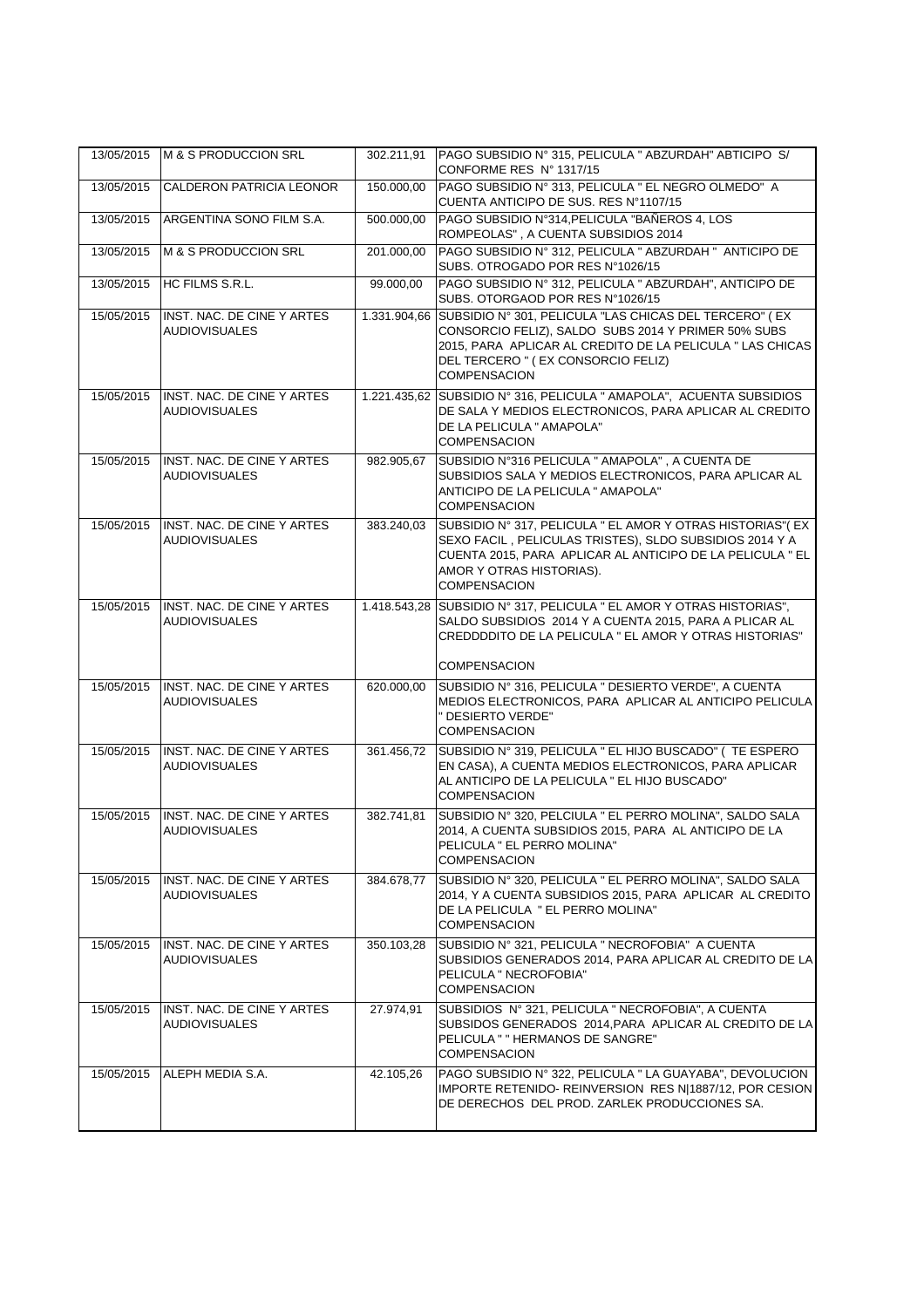| | | | |
|---|---|---|---|
| 13/05/2015 | M & S PRODUCCION SRL | 302.211,91 | PAGO SUBSIDIO N° 315, PELICULA " ABZURDAH" ABTICIPO S/ CONFORME RES N° 1317/15 |
| 13/05/2015 | CALDERON PATRICIA LEONOR | 150.000,00 | PAGO SUBSIDIO N° 313, PELICULA " EL NEGRO OLMEDO" A CUENTA ANTICIPO DE SUS. RES N°1107/15 |
| 13/05/2015 | ARGENTINA SONO FILM S.A. | 500.000,00 | PAGO SUBSIDIO N°314,PELICULA "BAÑEROS 4, LOS ROMPEOLAS" , A CUENTA SUBSIDIOS 2014 |
| 13/05/2015 | M & S PRODUCCION SRL | 201.000,00 | PAGO SUBSIDIO N° 312, PELICULA " ABZURDAH " ANTICIPO DE SUBS. OTROGADO POR RES N°1026/15 |
| 13/05/2015 | HC FILMS S.R.L. | 99.000,00 | PAGO SUBSIDIO N° 312, PELICULA " ABZURDAH", ANTICIPO DE SUBS. OTORGAOD POR RES N°1026/15 |
| 15/05/2015 | INST. NAC. DE CINE Y ARTES AUDIOVISUALES | 1.331.904,66 | SUBSIDIO N° 301, PELICULA "LAS CHICAS DEL TERCERO" ( EX CONSORCIO FELIZ), SALDO SUBS 2014 Y PRIMER 50% SUBS 2015, PARA APLICAR AL CREDITO DE LA PELICULA " LAS CHICAS DEL TERCERO " ( EX CONSORCIO FELIZ) COMPENSACION |
| 15/05/2015 | INST. NAC. DE CINE Y ARTES AUDIOVISUALES | 1.221.435,62 | SUBSIDIO N° 316, PELICULA " AMAPOLA", ACUENTA SUBSIDIOS DE SALA Y MEDIOS ELECTRONICOS, PARA APLICAR AL CREDITO DE LA PELICULA " AMAPOLA" COMPENSACION |
| 15/05/2015 | INST. NAC. DE CINE Y ARTES AUDIOVISUALES | 982.905,67 | SUBSIDIO N°316 PELICULA " AMAPOLA" , A CUENTA DE SUBSIDIOS SALA Y MEDIOS ELECTRONICOS, PARA APLICAR AL ANTICIPO DE LA PELICULA " AMAPOLA" COMPENSACION |
| 15/05/2015 | INST. NAC. DE CINE Y ARTES AUDIOVISUALES | 383.240,03 | SUBSIDIO N° 317, PELICULA " EL AMOR Y OTRAS HISTORIAS"( EX SEXO FACIL , PELICULAS TRISTES), SLDO SUBSIDIOS 2014 Y A CUENTA 2015, PARA APLICAR AL ANTICIPO DE LA PELICULA " EL AMOR Y OTRAS HISTORIAS). COMPENSACION |
| 15/05/2015 | INST. NAC. DE CINE Y ARTES AUDIOVISUALES | 1.418.543,28 | SUBSIDIO N° 317, PELICULA " EL AMOR Y OTRAS HISTORIAS", SALDO SUBSIDIOS 2014 Y A CUENTA 2015, PARA A PLICAR AL CREDDDDITO DE LA PELICULA " EL AMOR Y OTRAS HISTORIAS" COMPENSACION |
| 15/05/2015 | INST. NAC. DE CINE Y ARTES AUDIOVISUALES | 620.000,00 | SUBSIDIO N° 316, PELICULA " DESIERTO VERDE", A CUENTA MEDIOS ELECTRONICOS, PARA APLICAR AL ANTICIPO PELICULA " DESIERTO VERDE" COMPENSACION |
| 15/05/2015 | INST. NAC. DE CINE Y ARTES AUDIOVISUALES | 361.456,72 | SUBSIDIO N° 319, PELICULA " EL HIJO BUSCADO" ( TE ESPERO EN CASA), A CUENTA MEDIOS ELECTRONICOS, PARA APLICAR AL ANTICIPO DE LA PELICULA " EL HIJO BUSCADO" COMPENSACION |
| 15/05/2015 | INST. NAC. DE CINE Y ARTES AUDIOVISUALES | 382.741,81 | SUBSIDIO N° 320, PELCIULA " EL PERRO MOLINA", SALDO SALA 2014, A CUENTA SUBSIDIOS 2015, PARA AL ANTICIPO DE LA PELICULA " EL PERRO MOLINA" COMPENSACION |
| 15/05/2015 | INST. NAC. DE CINE Y ARTES AUDIOVISUALES | 384.678,77 | SUBSIDIO N° 320, PELICULA " EL PERRO MOLINA", SALDO SALA 2014, Y A CUENTA SUBSIDIOS 2015, PARA APLICAR AL CREDITO DE LA PELICULA " EL PERRO MOLINA" COMPENSACION |
| 15/05/2015 | INST. NAC. DE CINE Y ARTES AUDIOVISUALES | 350.103,28 | SUBSIDIO N° 321, PELICULA " NECROFOBIA" A CUENTA SUBSIDIOS GENERADOS 2014, PARA APLICAR AL CREDITO DE LA PELICULA " NECROFOBIA" COMPENSACION |
| 15/05/2015 | INST. NAC. DE CINE Y ARTES AUDIOVISUALES | 27.974,91 | SUBSIDIOS N° 321, PELICULA " NECROFOBIA", A CUENTA SUBSIDOS GENERADOS 2014,PARA APLICAR AL CREDITO DE LA PELICULA " " HERMANOS DE SANGRE" COMPENSACION |
| 15/05/2015 | ALEPH MEDIA S.A. | 42.105,26 | PAGO SUBSIDIO N° 322, PELICULA " LA GUAYABA", DEVOLUCION IMPORTE RETENIDO- REINVERSION RES N\|1887/12, POR CESION DE DERECHOS DEL PROD. ZARLEK PRODUCCIONES SA. |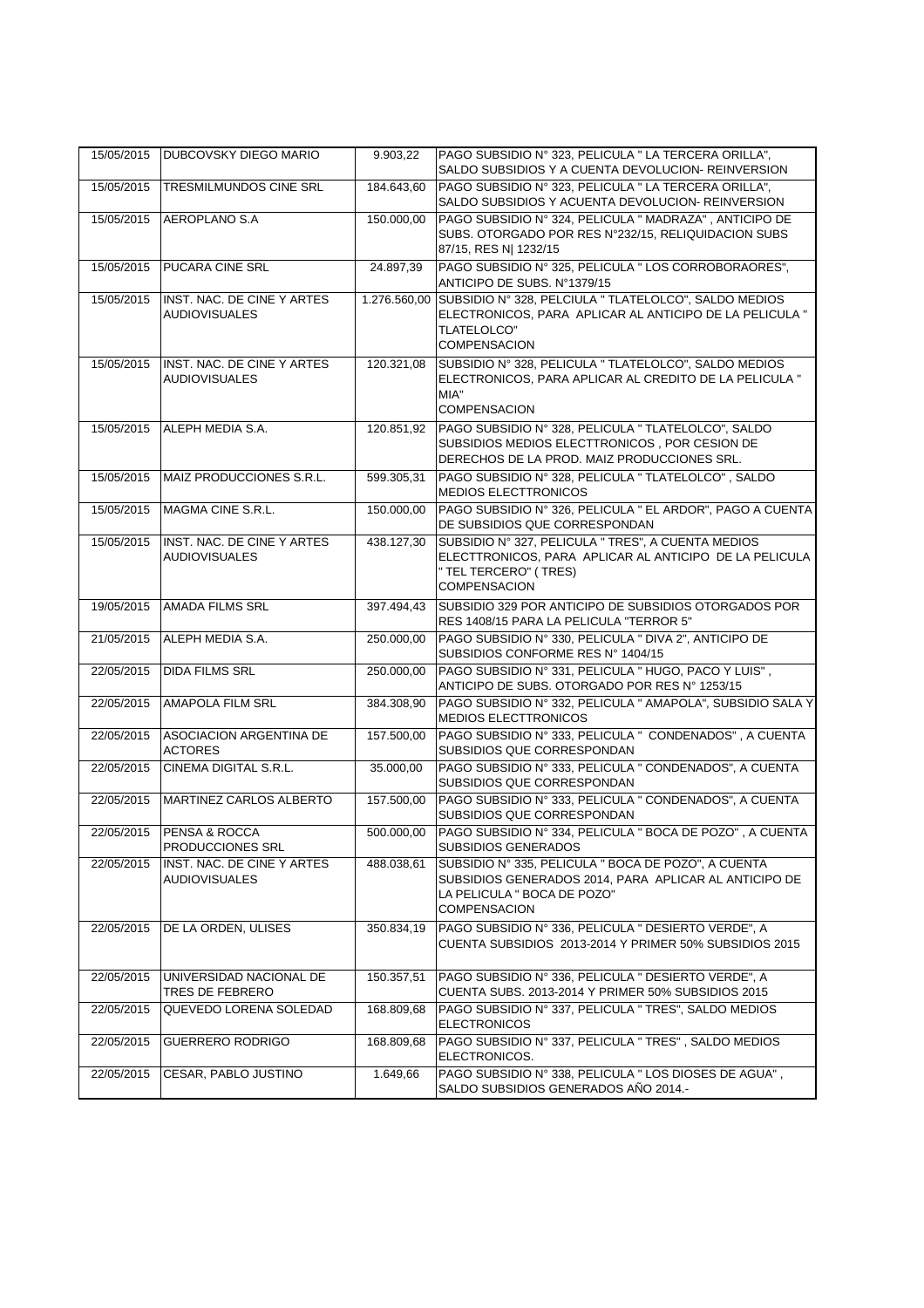| 15/05/2015 | DUBCOVSKY DIEGO MARIO | 9.903,22 | PAGO SUBSIDIO N° 323, PELICULA " LA TERCERA ORILLA", SALDO SUBSIDIOS Y A CUENTA DEVOLUCION- REINVERSION |
|---|---|---|---|
| 15/05/2015 | TRESMILMUNDOS CINE SRL | 184.643,60 | PAGO SUBSIDIO N° 323, PELICULA " LA TERCERA ORILLA", SALDO SUBSIDIOS Y ACUENTA DEVOLUCION- REINVERSION |
| 15/05/2015 | AEROPLANO S.A | 150.000,00 | PAGO SUBSIDIO N° 324, PELICULA " MADRAZA" , ANTICIPO DE SUBS. OTORGADO POR RES N°232/15, RELIQUIDACION SUBS 87/15, RES N\| 1232/15 |
| 15/05/2015 | PUCARA CINE SRL | 24.897,39 | PAGO SUBSIDIO N° 325, PELICULA " LOS CORROBORAORES", ANTICIPO DE SUBS. N°1379/15 |
| 15/05/2015 | INST. NAC. DE CINE Y ARTES AUDIOVISUALES | 1.276.560,00 | SUBSIDIO N° 328, PELCIULA " TLATELOLCO", SALDO MEDIOS ELECTRONICOS, PARA APLICAR AL ANTICIPO DE LA PELICULA " TLATELOLCO" COMPENSACION |
| 15/05/2015 | INST. NAC. DE CINE Y ARTES AUDIOVISUALES | 120.321,08 | SUBSIDIO N° 328, PELICULA " TLATELOLCO", SALDO MEDIOS ELECTRONICOS, PARA APLICAR AL CREDITO DE LA PELICULA " MIA" COMPENSACION |
| 15/05/2015 | ALEPH MEDIA S.A. | 120.851,92 | PAGO SUBSIDIO N° 328, PELICULA " TLATELOLCO", SALDO SUBSIDIOS MEDIOS ELECTTRONICOS , POR CESION DE DERECHOS DE LA PROD. MAIZ PRODUCCIONES SRL. |
| 15/05/2015 | MAIZ PRODUCCIONES S.R.L. | 599.305,31 | PAGO SUBSIDIO N° 328, PELICULA " TLATELOLCO" , SALDO MEDIOS ELECTTRONICOS |
| 15/05/2015 | MAGMA CINE S.R.L. | 150.000,00 | PAGO SUBSIDIO N° 326, PELICULA " EL ARDOR", PAGO A CUENTA DE SUBSIDIOS QUE CORRESPONDAN |
| 15/05/2015 | INST. NAC. DE CINE Y ARTES AUDIOVISUALES | 438.127,30 | SUBSIDIO N° 327, PELICULA " TRES", A CUENTA MEDIOS ELECTTRONICOS, PARA APLICAR AL ANTICIPO DE LA PELICULA " TEL TERCERO" ( TRES) COMPENSACION |
| 19/05/2015 | AMADA FILMS SRL | 397.494,43 | SUBSIDIO 329 POR ANTICIPO DE SUBSIDIOS OTORGADOS POR RES 1408/15 PARA LA PELICULA "TERROR 5" |
| 21/05/2015 | ALEPH MEDIA S.A. | 250.000,00 | PAGO SUBSIDIO N° 330, PELICULA " DIVA 2", ANTICIPO DE SUBSIDIOS CONFORME RES N° 1404/15 |
| 22/05/2015 | DIDA FILMS SRL | 250.000,00 | PAGO SUBSIDIO N° 331, PELICULA " HUGO, PACO Y LUIS" , ANTICIPO DE SUBS. OTORGADO POR RES N° 1253/15 |
| 22/05/2015 | AMAPOLA FILM SRL | 384.308,90 | PAGO SUBSIDIO N° 332, PELICULA " AMAPOLA", SUBSIDIO SALA Y MEDIOS ELECTTRONICOS |
| 22/05/2015 | ASOCIACION ARGENTINA DE ACTORES | 157.500,00 | PAGO SUBSIDIO N° 333, PELICULA " CONDENADOS" , A CUENTA SUBSIDIOS QUE CORRESPONDAN |
| 22/05/2015 | CINEMA DIGITAL S.R.L. | 35.000,00 | PAGO SUBSIDIO N° 333, PELICULA " CONDENADOS", A CUENTA SUBSIDIOS QUE CORRESPONDAN |
| 22/05/2015 | MARTINEZ CARLOS ALBERTO | 157.500,00 | PAGO SUBSIDIO N° 333, PELICULA " CONDENADOS", A CUENTA SUBSIDIOS QUE CORRESPONDAN |
| 22/05/2015 | PENSA & ROCCA PRODUCCIONES SRL | 500.000,00 | PAGO SUBSIDIO N° 334, PELICULA " BOCA DE POZO" , A CUENTA SUBSIDIOS GENERADOS |
| 22/05/2015 | INST. NAC. DE CINE Y ARTES AUDIOVISUALES | 488.038,61 | SUBSIDIO N° 335, PELICULA " BOCA DE POZO", A CUENTA SUBSIDIOS GENERADOS 2014, PARA APLICAR AL ANTICIPO DE LA PELICULA " BOCA DE POZO" COMPENSACION |
| 22/05/2015 | DE LA ORDEN, ULISES | 350.834,19 | PAGO SUBSIDIO N° 336, PELICULA " DESIERTO VERDE", A CUENTA SUBSIDIOS 2013-2014 Y PRIMER 50% SUBSIDIOS 2015 |
| 22/05/2015 | UNIVERSIDAD NACIONAL DE TRES DE FEBRERO | 150.357,51 | PAGO SUBSIDIO N° 336, PELICULA " DESIERTO VERDE", A CUENTA SUBS. 2013-2014 Y PRIMER 50% SUBSIDIOS 2015 |
| 22/05/2015 | QUEVEDO LORENA SOLEDAD | 168.809,68 | PAGO SUBSIDIO N° 337, PELICULA " TRES", SALDO MEDIOS ELECTRONICOS |
| 22/05/2015 | GUERRERO RODRIGO | 168.809,68 | PAGO SUBSIDIO N° 337, PELICULA " TRES" , SALDO MEDIOS ELECTRONICOS. |
| 22/05/2015 | CESAR, PABLO JUSTINO | 1.649,66 | PAGO SUBSIDIO N° 338, PELICULA " LOS DIOSES DE AGUA" , SALDO SUBSIDIOS GENERADOS AÑO 2014.- |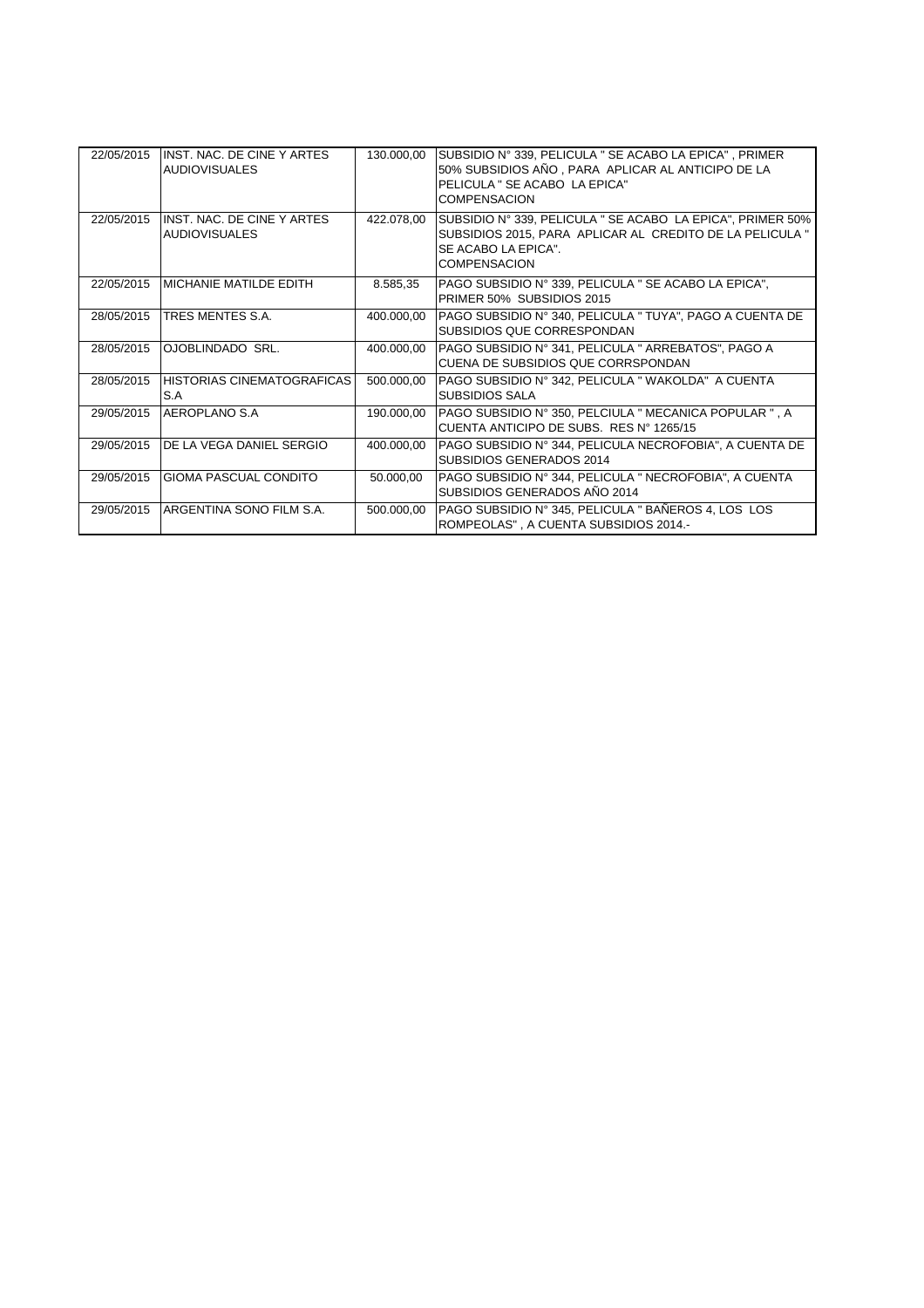| | | | |
|---|---|---|---|
| 22/05/2015 | INST. NAC. DE CINE Y ARTES AUDIOVISUALES | 130.000,00 | SUBSIDIO N° 339, PELICULA " SE ACABO LA EPICA" , PRIMER 50% SUBSIDIOS AÑO , PARA APLICAR AL ANTICIPO DE LA PELICULA " SE ACABO LA EPICA" COMPENSACION |
| 22/05/2015 | INST. NAC. DE CINE Y ARTES AUDIOVISUALES | 422.078,00 | SUBSIDIO N° 339, PELICULA " SE ACABO LA EPICA", PRIMER 50% SUBSIDIOS 2015, PARA APLICAR AL CREDITO DE LA PELICULA " SE ACABO LA EPICA". COMPENSACION |
| 22/05/2015 | MICHANIE MATILDE EDITH | 8.585,35 | PAGO SUBSIDIO N° 339, PELICULA " SE ACABO LA EPICA", PRIMER 50% SUBSIDIOS 2015 |
| 28/05/2015 | TRES MENTES S.A. | 400.000,00 | PAGO SUBSIDIO N° 340, PELICULA " TUYA", PAGO A CUENTA DE SUBSIDIOS QUE CORRESPONDAN |
| 28/05/2015 | OJOBLINDADO SRL. | 400.000,00 | PAGO SUBSIDIO N° 341, PELICULA " ARREBATOS", PAGO A CUENA DE SUBSIDIOS QUE CORRSPONDAN |
| 28/05/2015 | HISTORIAS CINEMATOGRAFICAS S.A | 500.000,00 | PAGO SUBSIDIO N° 342, PELICULA " WAKOLDA" A CUENTA SUBSIDIOS SALA |
| 29/05/2015 | AEROPLANO S.A | 190.000,00 | PAGO SUBSIDIO N° 350, PELCIULA " MECANICA POPULAR " , A CUENTA ANTICIPO DE SUBS. RES N° 1265/15 |
| 29/05/2015 | DE LA VEGA DANIEL SERGIO | 400.000,00 | PAGO SUBSIDIO N° 344, PELICULA NECROFOBIA", A CUENTA DE SUBSIDIOS GENERADOS 2014 |
| 29/05/2015 | GIOMA PASCUAL CONDITO | 50.000,00 | PAGO SUBSIDIO N° 344, PELICULA " NECROFOBIA", A CUENTA SUBSIDIOS GENERADOS AÑO 2014 |
| 29/05/2015 | ARGENTINA SONO FILM S.A. | 500.000,00 | PAGO SUBSIDIO N° 345, PELICULA " BAÑEROS 4, LOS LOS ROMPEOLAS" , A CUENTA SUBSIDIOS 2014.- |